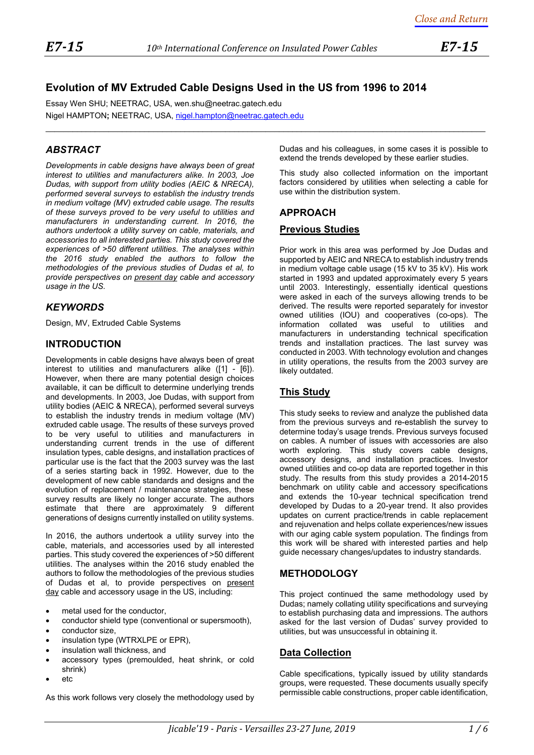# Evolution of MV Extruded Cable Designs Used in the US from 1996 to 2014

Essay Wen SHU; NEETRAC, USA, wen.shu@neetrac.gatech.edu

Nigel HAMPTON; NEETRAC, USA, nigel.hampton@neetrac.gatech.edu

## ABSTRACT

*Developments in cable designs have always been of great interest to utilities and manufacturers alike. In 2003, Joe Dudas, with support from utility bodies (AEIC & NRECA), performed several surveys to establish the industry trends in medium voltage (MV) extruded cable usage. The results of these surveys proved to be very useful to utilities and manufacturers in understanding current. In 2016, the authors undertook a utility survey on cable, materials, and accessories to all interested parties. This study covered the experiences of >50 different utilities. The analyses within the 2016 study enabled the authors to follow the methodologies of the previous studies of Dudas et al, to provide perspectives on present day cable and accessory usage in the US.*

## KEYWORDS

Design, MV, Extruded Cable Systems

## INTRODUCTION

Developments in cable designs have always been of great interest to utilities and manufacturers alike ([1] - [6]). However, when there are many potential design choices available, it can be difficult to determine underlying trends and developments. In 2003, Joe Dudas, with support from utility bodies (AEIC & NRECA), performed several surveys to establish the industry trends in medium voltage (MV) extruded cable usage. The results of these surveys proved to be very useful to utilities and manufacturers in understanding current trends in the use of different insulation types, cable designs, and installation practices of particular use is the fact that the 2003 survey was the last of a series starting back in 1992. However, due to the development of new cable standards and designs and the evolution of replacement / maintenance strategies, these survey results are likely no longer accurate. The authors estimate that there are approximately 9 different generations of designs currently installed on utility systems.

In 2016, the authors undertook a utility survey into the cable, materials, and accessories used by all interested parties. This study covered the experiences of >50 different utilities. The analyses within the 2016 study enabled the authors to follow the methodologies of the previous studies of Dudas et al, to provide perspectives on present day cable and accessory usage in the US, including:

- metal used for the conductor,
- conductor shield type (conventional or supersmooth),
- conductor size,
- insulation type (WTRXLPE or EPR),
- insulation wall thickness, and
- accessory types (premoulded, heat shrink, or cold shrink)
- etc

As this work follows very closely the methodology used by Dudas and his colleagues, in some cases it is possible to extend the trends developed by these earlier studies.

This study also collected information on the important factors considered by utilities when selecting a cable for use within the distribution system.

## APPROACH

### Previous Studies

Prior work in this area was performed by Joe Dudas and supported by AEIC and NRECA to establish industry trends in medium voltage cable usage (15 kV to 35 kV). His work started in 1993 and updated approximately every 5 years until 2003. Interestingly, essentially identical questions were asked in each of the surveys allowing trends to be derived. The results were reported separately for investor owned utilities (IOU) and cooperatives (co-ops). The information collated was useful to utilities and manufacturers in understanding technical specification trends and installation practices. The last survey was conducted in 2003. With technology evolution and changes in utility operations, the results from the 2003 survey are likely outdated.

### This Study

This study seeks to review and analyze the published data from the previous surveys and re-establish the survey to determine today's usage trends. Previous surveys focused on cables. A number of issues with accessories are also worth exploring. This study covers cable designs, accessory designs, and installation practices. Investor owned utilities and co-op data are reported together in this study. The results from this study provides a 2014-2015 benchmark on utility cable and accessory specifications and extends the 10-year technical specification trend developed by Dudas to a 20-year trend. It also provides updates on current practice/trends in cable replacement and rejuvenation and helps collate experiences/new issues with our aging cable system population. The findings from this work will be shared with interested parties and help guide necessary changes/updates to industry standards.

## METHODOLOGY

This project continued the same methodology used by Dudas; namely collating utility specifications and surveying to establish purchasing data and impressions. The authors asked for the last version of Dudas' survey provided to utilities, but was unsuccessful in obtaining it.

### Data Collection

Cable specifications, typically issued by utility standards groups, were requested. These documents usually specify permissible cable constructions, proper cable identification,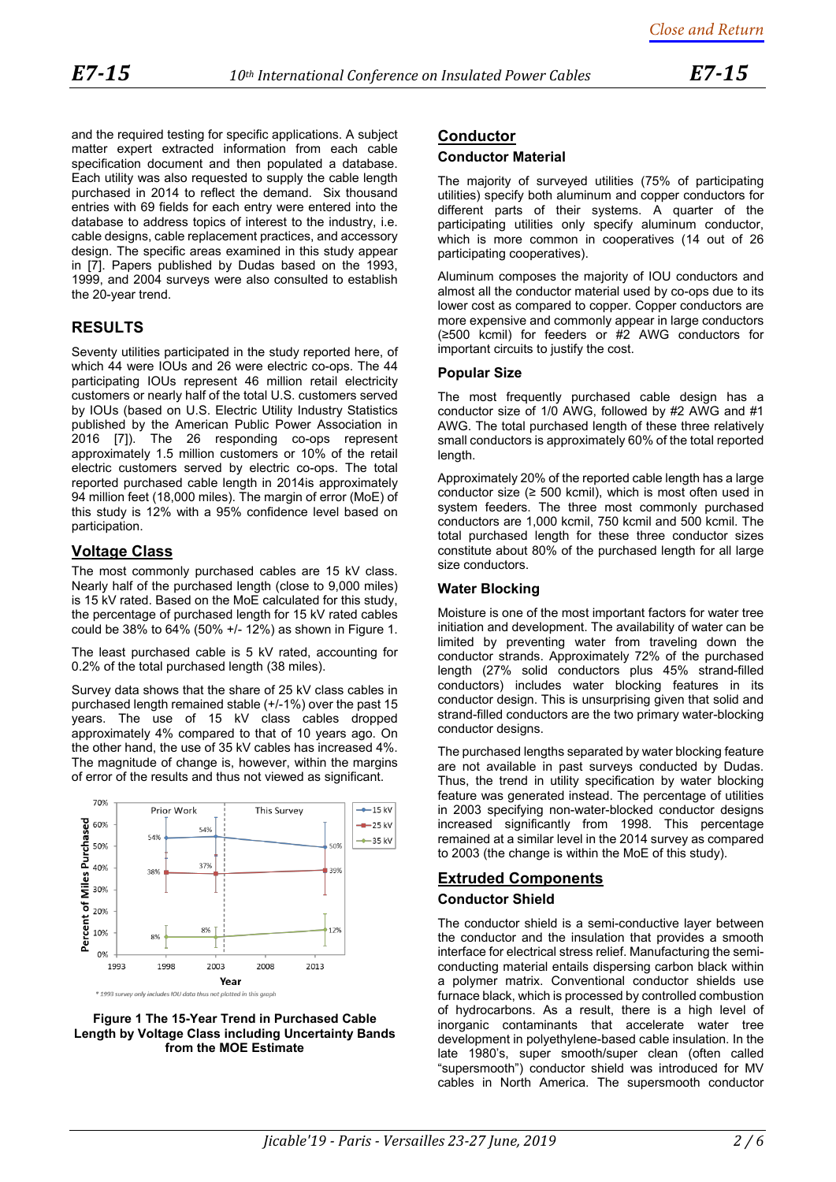and the required testing for specific applications. A subject matter expert extracted information from each cable specification document and then populated a database. Each utility was also requested to supply the cable length purchased in 2014 to reflect the demand. Six thousand entries with 69 fields for each entry were entered into the database to address topics of interest to the industry, i.e. cable designs, cable replacement practices, and accessory design. The specific areas examined in this study appear in [7]. Papers published by Dudas based on the 1993, 1999, and 2004 surveys were also consulted to establish the 20-year trend.

## RESULTS

Seventy utilities participated in the study reported here, of which 44 were IOUs and 26 were electric co-ops. The 44 participating IOUs represent 46 million retail electricity customers or nearly half of the total U.S. customers served by IOUs (based on U.S. Electric Utility Industry Statistics published by the American Public Power Association in 2016 [7]). The 26 responding co-ops represent approximately 1.5 million customers or 10% of the retail electric customers served by electric co-ops. The total reported purchased cable length in 2014is approximately 94 million feet (18,000 miles). The margin of error (MoE) of this study is 12% with a 95% confidence level based on participation.

### Voltage Class

The most commonly purchased cables are 15 kV class. Nearly half of the purchased length (close to 9,000 miles) is 15 kV rated. Based on the MoE calculated for this study, the percentage of purchased length for 15 kV rated cables could be 38% to 64% (50% +/- 12%) as shown in Figure 1.

The least purchased cable is 5 kV rated, accounting for 0.2% of the total purchased length (38 miles).

Survey data shows that the share of 25 kV class cables in purchased length remained stable (+/-1%) over the past 15 years. The use of 15 kV class cables dropped approximately 4% compared to that of 10 years ago. On the other hand, the use of 35 kV cables has increased 4%. The magnitude of change is, however, within the margins of error of the results and thus not viewed as significant.

**Figure 1 The 15-Year Trend in Purchased Cable Length by Voltage Class including Uncertainty Bands from the MOE Estimate**

### Conductor

#### Conductor Material

The majority of surveyed utilities (75% of participating utilities) specify both aluminum and copper conductors for different parts of their systems. A quarter of the participating utilities only specify aluminum conductor, which is more common in cooperatives (14 out of 26 participating cooperatives).

Aluminum composes the majority of IOU conductors and almost all the conductor material used by co-ops due to its lower cost as compared to copper. Copper conductors are more expensive and commonly appear in large conductors (≥500 kcmil) for feeders or #2 AWG conductors for important circuits to justify the cost.

#### Popular Size

The most frequently purchased cable design has a conductor size of 1/0 AWG, followed by #2 AWG and #1 AWG. The total purchased length of these three relatively small conductors is approximately 60% of the total reported length.

Approximately 20% of the reported cable length has a large conductor size (≥ 500 kcmil), which is most often used in system feeders. The three most commonly purchased conductors are 1,000 kcmil, 750 kcmil and 500 kcmil. The total purchased length for these three conductor sizes constitute about 80% of the purchased length for all large size conductors.

#### Water Blocking

Moisture is one of the most important factors for water tree initiation and development. The availability of water can be limited by preventing water from traveling down the conductor strands. Approximately 72% of the purchased length (27% solid conductors plus 45% strand-filled conductors) includes water blocking features in its conductor design. This is unsurprising given that solid and strand-filled conductors are the two primary water-blocking conductor designs.

The purchased lengths separated by water blocking feature are not available in past surveys conducted by Dudas. Thus, the trend in utility specification by water blocking feature was generated instead. The percentage of utilities in 2003 specifying non-water-blocked conductor designs increased significantly from 1998. This percentage remained at a similar level in the 2014 survey as compared to 2003 (the change is within the MoE of this study).

### Extruded Components

#### Conductor Shield

The conductor shield is a semi-conductive layer between the conductor and the insulation that provides a smooth interface for electrical stress relief. Manufacturing the semi-conducting material entails dispersing carbon black within a polymer matrix. Conventional conductor shields use furnace black, which is processed by controlled combustion of hydrocarbons. As a result, there is a high level of inorganic contaminants that accelerate water tree development in polyethylene-based cable insulation. In the late 1980's, super smooth/super clean (often called "supersmooth") conductor shield was introduced for MV cables in North America. The supersmooth conductor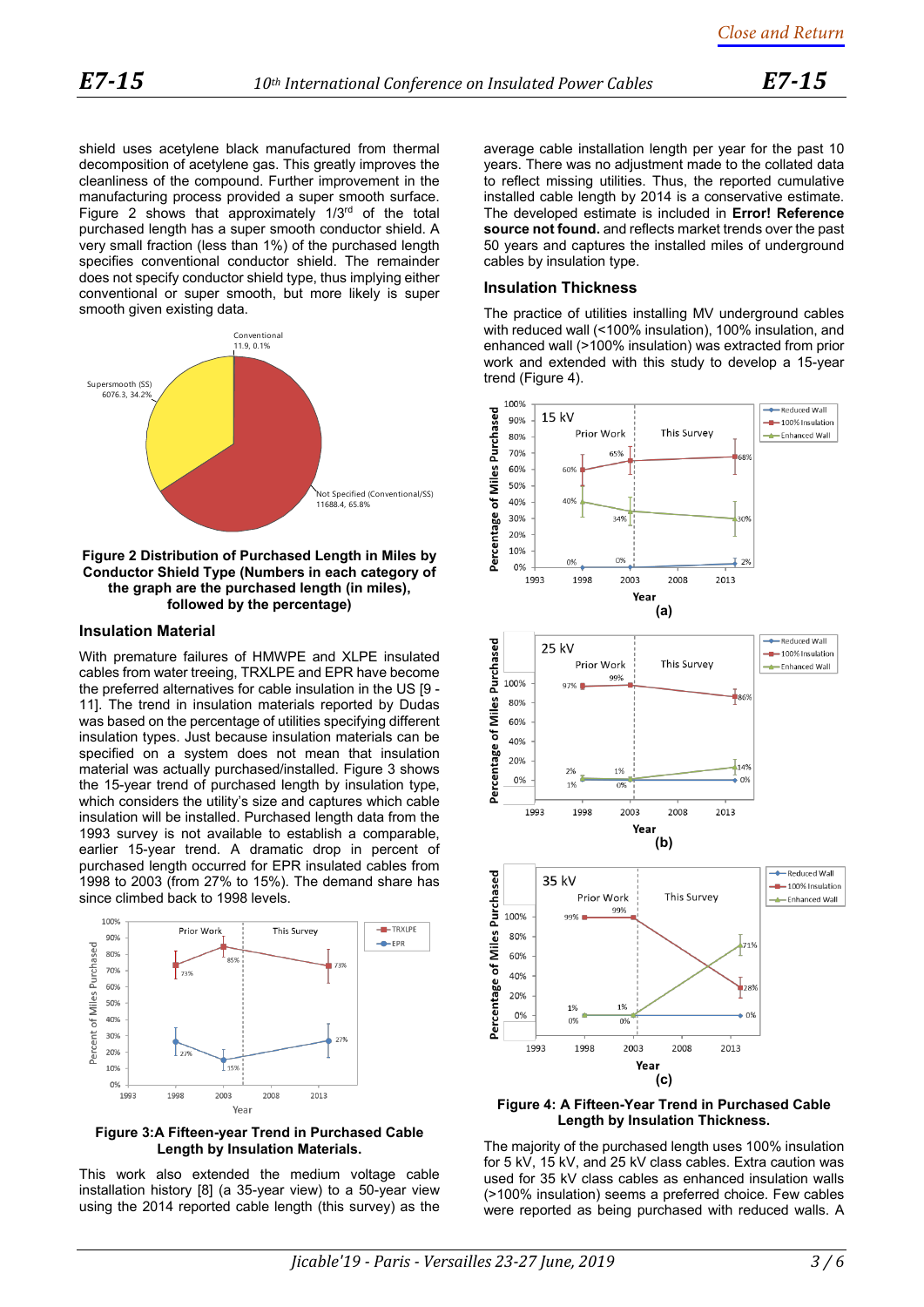shield uses acetylene black manufactured from thermal decomposition of acetylene gas. This greatly improves the cleanliness of the compound. Further improvement in the manufacturing process provided a super smooth surface. Figure 2 shows that approximately 1/3rd of the total purchased length has a super smooth conductor shield. A very small fraction (less than 1%) of the purchased length specifies conventional conductor shield. The remainder does not specify conductor shield type, thus implying either conventional or super smooth, but more likely is super smooth given existing data.

**Figure 2 Distribution of Purchased Length in Miles by Conductor Shield Type (Numbers in each category of the graph are the purchased length (in miles), followed by the percentage)**

## Insulation Material

With premature failures of HMWPE and XLPE insulated cables from water treeing, TRXLPE and EPR have become the preferred alternatives for cable insulation in the US [9 - 11]. The trend in insulation materials reported by Dudas was based on the percentage of utilities specifying different insulation types. Just because insulation materials can be specified on a system does not mean that insulation material was actually purchased/installed. Figure 3 shows the 15-year trend of purchased length by insulation type, which considers the utility's size and captures which cable insulation will be installed. Purchased length data from the 1993 survey is not available to establish a comparable, earlier 15-year trend. A dramatic drop in percent of purchased length occurred for EPR insulated cables from 1998 to 2003 (from 27% to 15%). The demand share has since climbed back to 1998 levels.

**Figure 3:A Fifteen-year Trend in Purchased Cable Length by Insulation Materials.**

This work also extended the medium voltage cable installation history [8] (a 35-year view) to a 50-year view using the 2014 reported cable length (this survey) as the average cable installation length per year for the past 10 years. There was no adjustment made to the collated data to reflect missing utilities. Thus, the reported cumulative installed cable length by 2014 is a conservative estimate. The developed estimate is included in **Error! Reference source not found.** and reflects market trends over the past 50 years and captures the installed miles of underground cables by insulation type.

## Insulation Thickness

The practice of utilities installing MV underground cables with reduced wall (<100% insulation), 100% insulation, and enhanced wall (>100% insulation) was extracted from prior work and extended with this study to develop a 15-year trend (Figure 4).

**Figure 4: A Fifteen-Year Trend in Purchased Cable Length by Insulation Thickness.**

The majority of the purchased length uses 100% insulation for 5 kV, 15 kV, and 25 kV class cables. Extra caution was used for 35 kV class cables as enhanced insulation walls (>100% insulation) seems a preferred choice. Few cables were reported as being purchased with reduced walls. A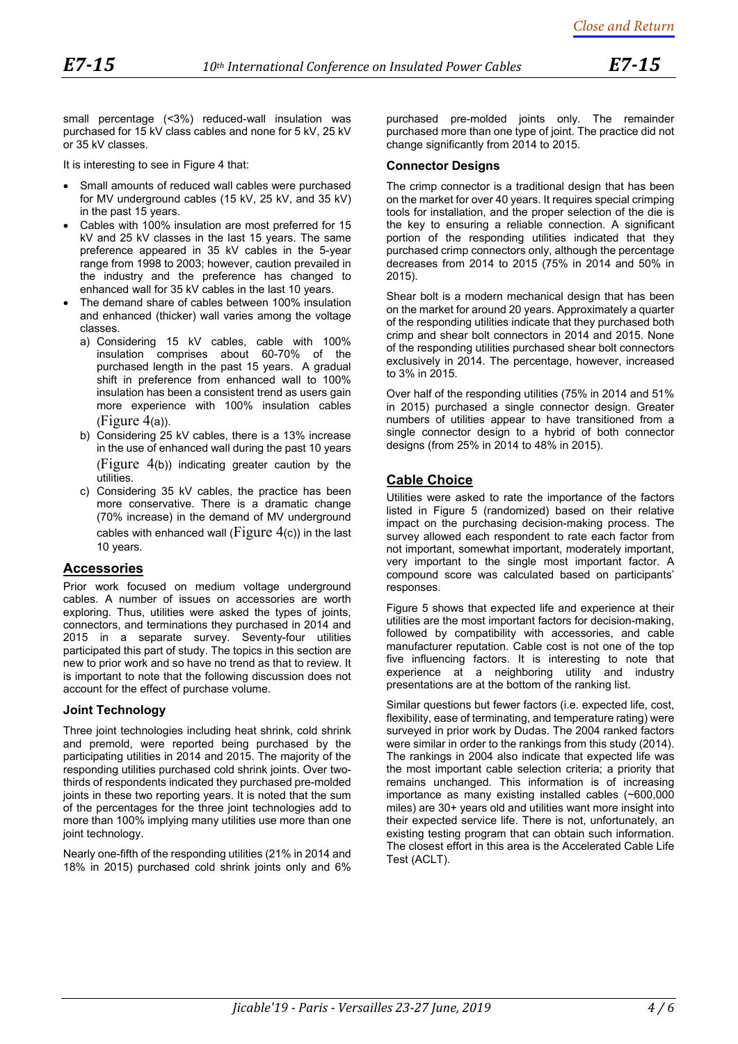small percentage (<3%) reduced-wall insulation was purchased for 15 kV class cables and none for 5 kV, 25 kV or 35 kV classes.

It is interesting to see in Figure 4 that:

- Small amounts of reduced wall cables were purchased for MV underground cables (15 kV, 25 kV, and 35 kV) in the past 15 years.
- Cables with 100% insulation are most preferred for 15 kV and 25 kV classes in the last 15 years. The same preference appeared in 35 kV cables in the 5-year range from 1998 to 2003; however, caution prevailed in the industry and the preference has changed to enhanced wall for 35 kV cables in the last 10 years.
- The demand share of cables between 100% insulation and enhanced (thicker) wall varies among the voltage classes.
  a) Considering 15 kV cables, cable with 100% insulation comprises about 60-70% of the purchased length in the past 15 years. A gradual shift in preference from enhanced wall to 100% insulation has been a consistent trend as users gain more experience with 100% insulation cables (Figure 4(a)).
  b) Considering 25 kV cables, there is a 13% increase in the use of enhanced wall during the past 10 years (Figure 4(b)) indicating greater caution by the utilities.
  c) Considering 35 kV cables, the practice has been more conservative. There is a dramatic change (70% increase) in the demand of MV underground cables with enhanced wall (Figure 4(c)) in the last 10 years.

## Accessories

Prior work focused on medium voltage underground cables. A number of issues on accessories are worth exploring. Thus, utilities were asked the types of joints, connectors, and terminations they purchased in 2014 and 2015 in a separate survey. Seventy-four utilities participated this part of study. The topics in this section are new to prior work and so have no trend as that to review. It is important to note that the following discussion does not account for the effect of purchase volume.

### Joint Technology

Three joint technologies including heat shrink, cold shrink and premold, were reported being purchased by the participating utilities in 2014 and 2015. The majority of the responding utilities purchased cold shrink joints. Over two-thirds of respondents indicated they purchased pre-molded joints in these two reporting years. It is noted that the sum of the percentages for the three joint technologies add to more than 100% implying many utilities use more than one joint technology.

Nearly one-fifth of the responding utilities (21% in 2014 and 18% in 2015) purchased cold shrink joints only and 6% purchased pre-molded joints only. The remainder purchased more than one type of joint. The practice did not change significantly from 2014 to 2015.

### Connector Designs

The crimp connector is a traditional design that has been on the market for over 40 years. It requires special crimping tools for installation, and the proper selection of the die is the key to ensuring a reliable connection. A significant portion of the responding utilities indicated that they purchased crimp connectors only, although the percentage decreases from 2014 to 2015 (75% in 2014 and 50% in 2015).

Shear bolt is a modern mechanical design that has been on the market for around 20 years. Approximately a quarter of the responding utilities indicate that they purchased both crimp and shear bolt connectors in 2014 and 2015. None of the responding utilities purchased shear bolt connectors exclusively in 2014. The percentage, however, increased to 3% in 2015.

Over half of the responding utilities (75% in 2014 and 51% in 2015) purchased a single connector design. Greater numbers of utilities appear to have transitioned from a single connector design to a hybrid of both connector designs (from 25% in 2014 to 48% in 2015).

## Cable Choice

Utilities were asked to rate the importance of the factors listed in Figure 5 (randomized) based on their relative impact on the purchasing decision-making process. The survey allowed each respondent to rate each factor from not important, somewhat important, moderately important, very important to the single most important factor. A compound score was calculated based on participants' responses.

Figure 5 shows that expected life and experience at their utilities are the most important factors for decision-making, followed by compatibility with accessories, and cable manufacturer reputation. Cable cost is not one of the top five influencing factors. It is interesting to note that experience at a neighboring utility and industry presentations are at the bottom of the ranking list.

Similar questions but fewer factors (i.e. expected life, cost, flexibility, ease of terminating, and temperature rating) were surveyed in prior work by Dudas. The 2004 ranked factors were similar in order to the rankings from this study (2014). The rankings in 2004 also indicate that expected life was the most important cable selection criteria; a priority that remains unchanged. This information is of increasing importance as many existing installed cables (~600,000 miles) are 30+ years old and utilities want more insight into their expected service life. There is not, unfortunately, an existing testing program that can obtain such information. The closest effort in this area is the Accelerated Cable Life Test (ACLT).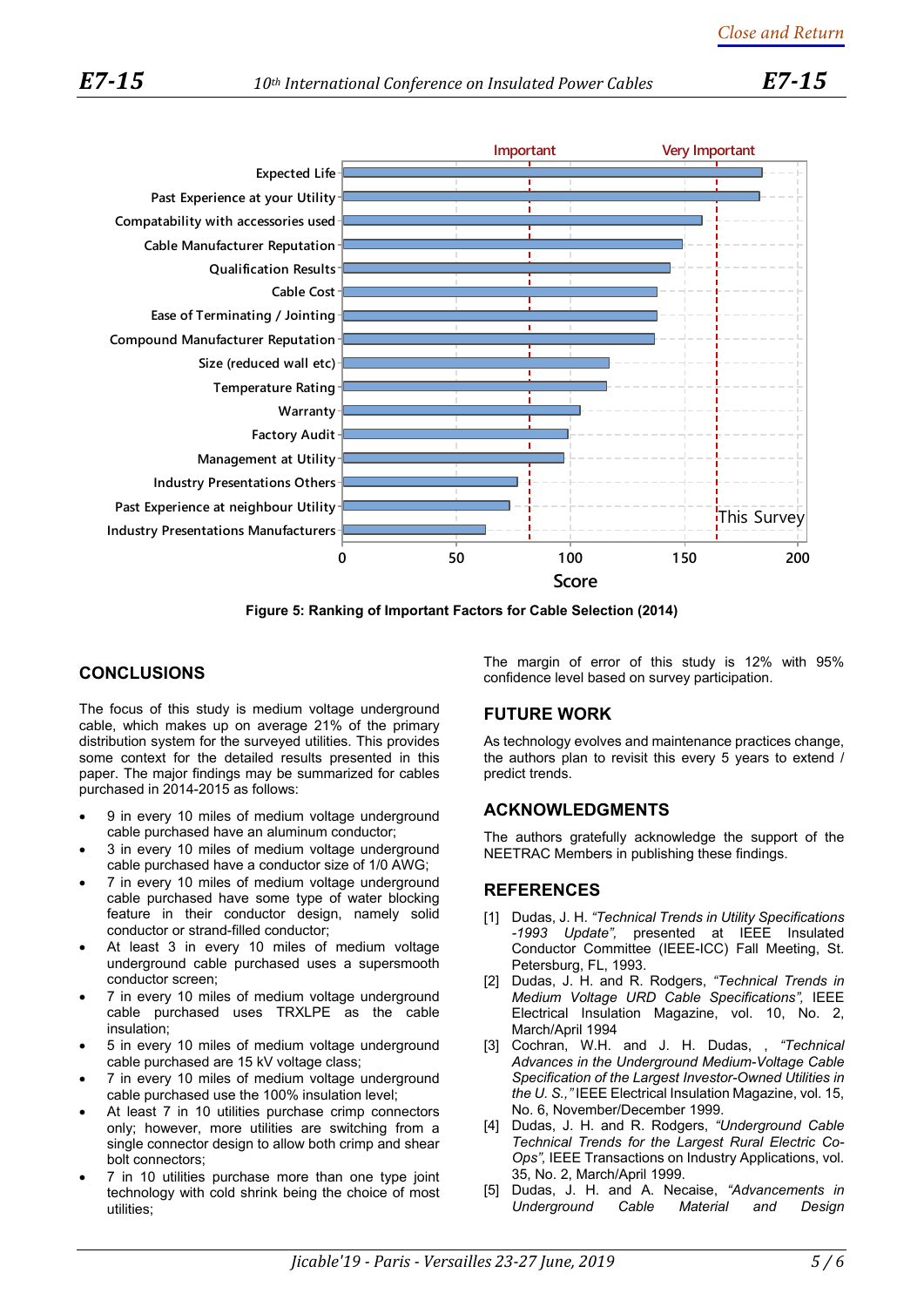Figure 5: Ranking of Important Factors for Cable Selection (2014)

## CONCLUSIONS

The focus of this study is medium voltage underground cable, which makes up on average 21% of the primary distribution system for the surveyed utilities. This provides some context for the detailed results presented in this paper. The major findings may be summarized for cables purchased in 2014-2015 as follows:

- 9 in every 10 miles of medium voltage underground cable purchased have an aluminum conductor;
- 3 in every 10 miles of medium voltage underground cable purchased have a conductor size of 1/0 AWG;
- 7 in every 10 miles of medium voltage underground cable purchased have some type of water blocking feature in their conductor design, namely solid conductor or strand-filled conductor;
- At least 3 in every 10 miles of medium voltage underground cable purchased uses a supersmooth conductor screen;
- 7 in every 10 miles of medium voltage underground cable purchased uses TRXLPE as the cable insulation;
- 5 in every 10 miles of medium voltage underground cable purchased are 15 kV voltage class;
- 7 in every 10 miles of medium voltage underground cable purchased use the 100% insulation level;
- At least 7 in 10 utilities purchase crimp connectors only; however, more utilities are switching from a single connector design to allow both crimp and shear bolt connectors;
- 7 in 10 utilities purchase more than one type joint technology with cold shrink being the choice of most utilities;

The margin of error of this study is 12% with 95% confidence level based on survey participation.

## FUTURE WORK

As technology evolves and maintenance practices change, the authors plan to revisit this every 5 years to extend / predict trends.

## ACKNOWLEDGMENTS

The authors gratefully acknowledge the support of the NEETRAC Members in publishing these findings.

## REFERENCES

[1] Dudas, J. H. *"Technical Trends in Utility Specifications -1993 Update",* presented at IEEE Insulated Conductor Committee (IEEE-ICC) Fall Meeting, St. Petersburg, FL, 1993.

[2] Dudas, J. H. and R. Rodgers, *"Technical Trends in Medium Voltage URD Cable Specifications",* IEEE Electrical Insulation Magazine, vol. 10, No. 2, March/April 1994

[3] Cochran, W.H. and J. H. Dudas, , *"Technical Advances in the Underground Medium-Voltage Cable Specification of the Largest Investor-Owned Utilities in the U. S.,"* IEEE Electrical Insulation Magazine, vol. 15, No. 6, November/December 1999.

[4] Dudas, J. H. and R. Rodgers, *"Underground Cable Technical Trends for the Largest Rural Electric Co-Ops",* IEEE Transactions on Industry Applications, vol. 35, No. 2, March/April 1999.

[5] Dudas, J. H. and A. Necaise, *"Advancements in Underground Cable Material and Design*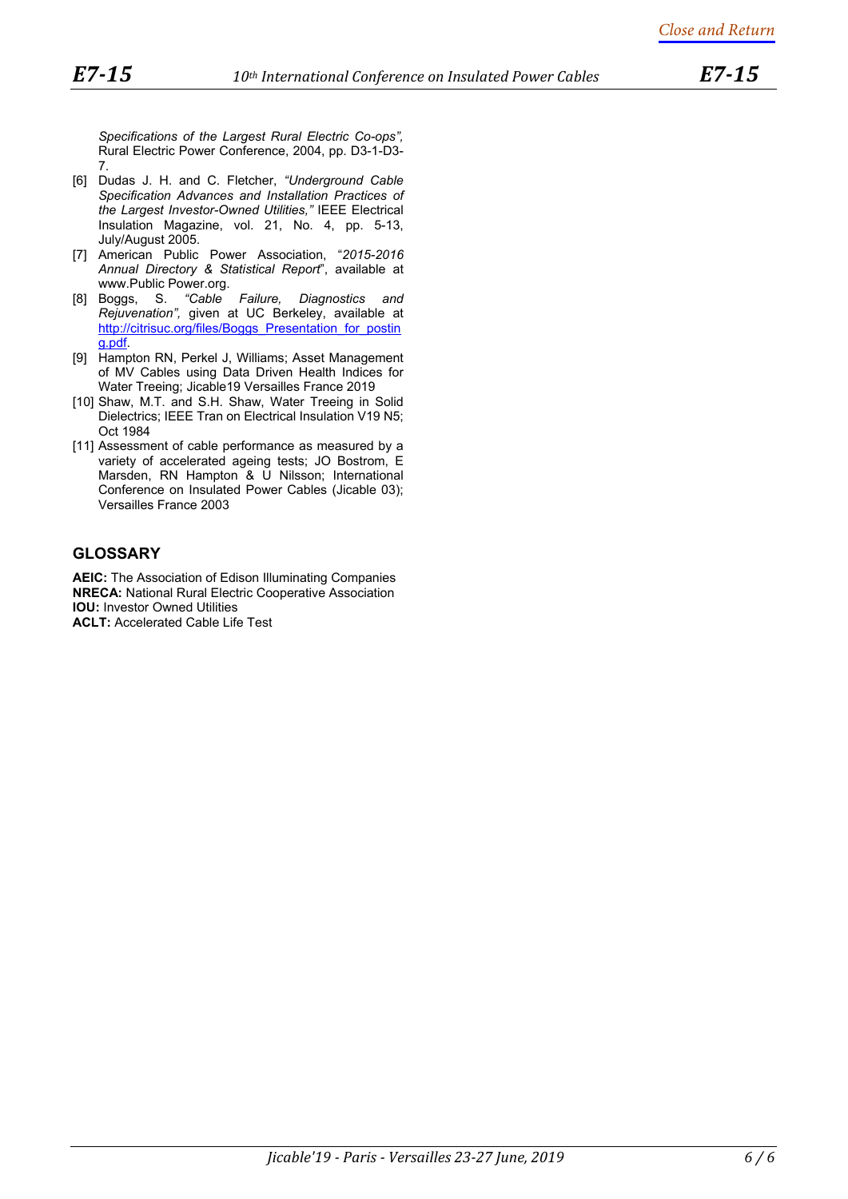*Specifications of the Largest Rural Electric Co-ops",* Rural Electric Power Conference, 2004, pp. D3-1-D3-7.

[6] Dudas J. H. and C. Fletcher, *"Underground Cable Specification Advances and Installation Practices of the Largest Investor-Owned Utilities,"* IEEE Electrical Insulation Magazine, vol. 21, No. 4, pp. 5-13, July/August 2005.

[7] American Public Power Association, "*2015-2016 Annual Directory & Statistical Report*", available at www.Public Power.org.

[8] Boggs, S. *"Cable Failure, Diagnostics and Rejuvenation",* given at UC Berkeley, available at http://citrisuc.org/files/Boggs_Presentation_for_posting.pdf.

[9] Hampton RN, Perkel J, Williams; Asset Management of MV Cables using Data Driven Health Indices for Water Treeing; Jicable19 Versailles France 2019

[10] Shaw, M.T. and S.H. Shaw, Water Treeing in Solid Dielectrics; IEEE Tran on Electrical Insulation V19 N5; Oct 1984

[11] Assessment of cable performance as measured by a variety of accelerated ageing tests; JO Bostrom, E Marsden, RN Hampton & U Nilsson; International Conference on Insulated Power Cables (Jicable 03); Versailles France 2003

## GLOSSARY

**AEIC:** The Association of Edison Illuminating Companies
**NRECA:** National Rural Electric Cooperative Association
**IOU:** Investor Owned Utilities
**ACLT:** Accelerated Cable Life Test